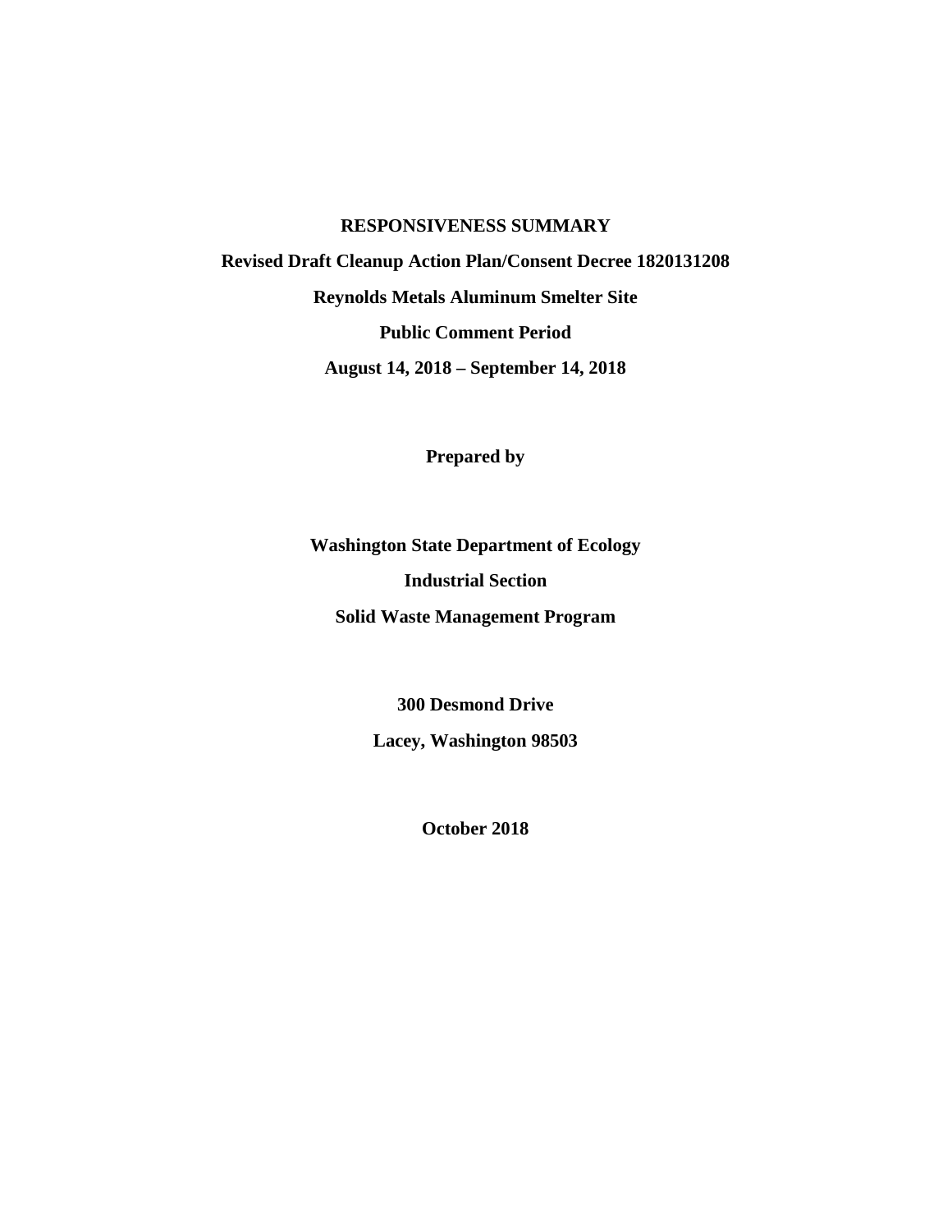**RESPONSIVENESS SUMMARY**

**Revised Draft Cleanup Action Plan/Consent Decree 1820131208**

**Reynolds Metals Aluminum Smelter Site**

**Public Comment Period**

**August 14, 2018 – September 14, 2018**

**Prepared by**

**Washington State Department of Ecology**

**Industrial Section**

**Solid Waste Management Program**

**300 Desmond Drive**

**Lacey, Washington 98503**

**October 2018**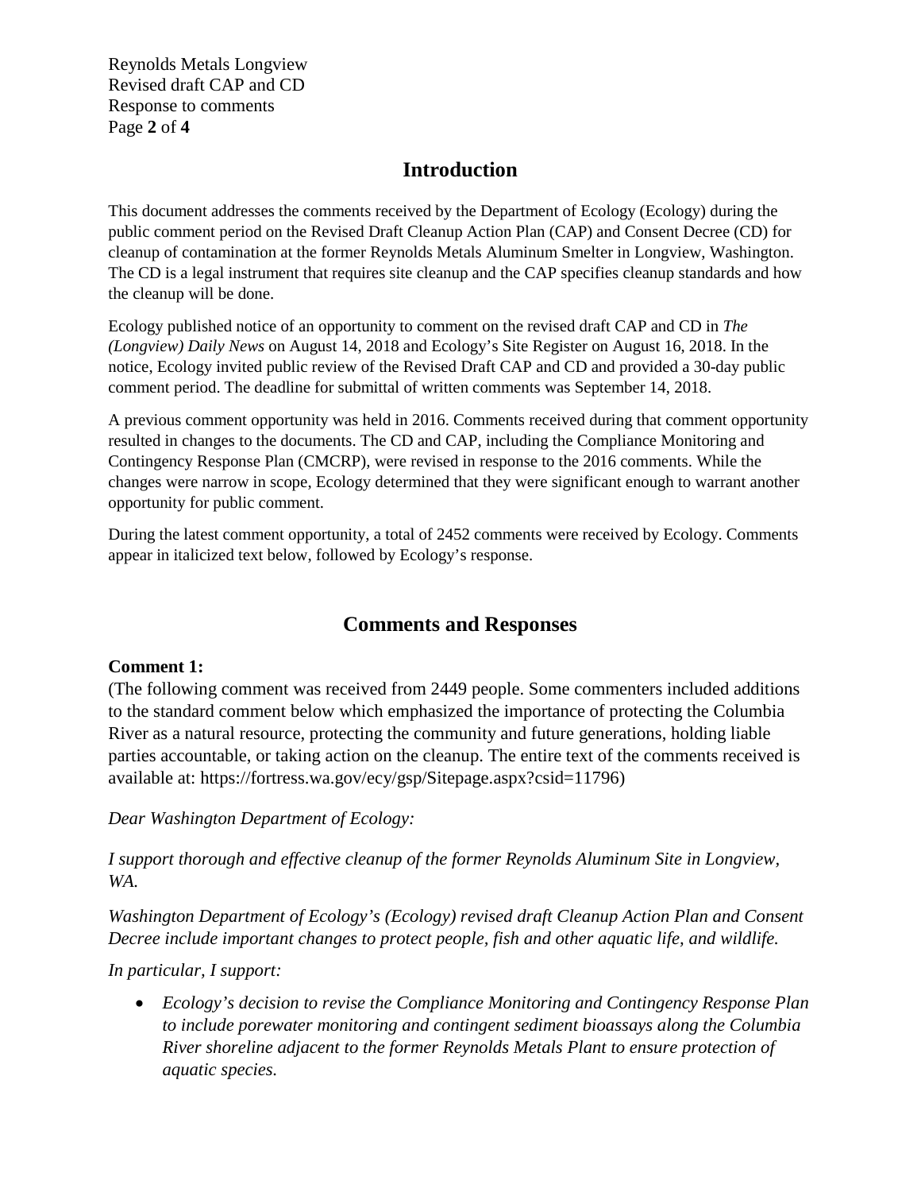## Introduction

This document addresses the comments received by the Department of Ecology (Ecology) during the public comment period on the Revised Draft Cleanup Action Plan (CAP) and Consent Decree (CD) for cleanup of contamination at the former Reynolds Metals Aluminum Smelter in Longview, Washington. The CD is a legal instrument that requires site cleanup and the CAP specifies cleanup standards and how the cleanup will be done.

Ecology published notice of an opportunity to comment on the revised draft CAP and CD in *The (Longview) Daily News* on August 14, 2018 and Ecology's Site Register on August 16, 2018. In the notice, Ecology invited public review of the Revised Draft CAP and CD and provided a 30-day public comment period. The deadline for submittal of written comments was September 14, 2018.

A previous comment opportunity was held in 2016. Comments received during that comment opportunity resulted in changes to the documents. The CD and CAP, including the Compliance Monitoring and Contingency Response Plan (CMCRP), were revised in response to the 2016 comments. While the changes were narrow in scope, Ecology determined that they were significant enough to warrant another opportunity for public comment.

During the latest comment opportunity, a total of 2452 comments were received by Ecology. Comments appear in italicized text below, followed by Ecology's response.

## Comments and Responses

**Comment 1:**

(The following comment was received from 2449 people. Some commenters included additions to the standard comment below which emphasized the importance of protecting the Columbia River as a natural resource, protecting the community and future generations, holding liable parties accountable, or taking action on the cleanup. The entire text of the comments received is available at: https://fortress.wa.gov/ecy/gsp/Sitepage.aspx?csid=11796)

*Dear Washington Department of Ecology:*

*I support thorough and effective cleanup of the former Reynolds Aluminum Site in Longview, WA.*

*Washington Department of Ecology's (Ecology) revised draft Cleanup Action Plan and Consent Decree include important changes to protect people, fish and other aquatic life, and wildlife.*

*In particular, I support:*

- *Ecology's decision to revise the Compliance Monitoring and Contingency Response Plan to include porewater monitoring and contingent sediment bioassays along the Columbia River shoreline adjacent to the former Reynolds Metals Plant to ensure protection of aquatic species.*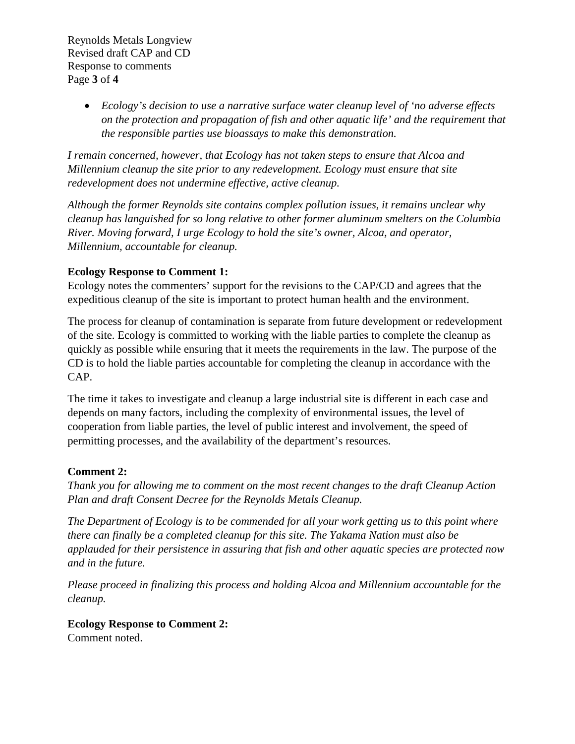- *Ecology's decision to use a narrative surface water cleanup level of 'no adverse effects on the protection and propagation of fish and other aquatic life' and the requirement that the responsible parties use bioassays to make this demonstration.*

*I remain concerned, however, that Ecology has not taken steps to ensure that Alcoa and Millennium cleanup the site prior to any redevelopment. Ecology must ensure that site redevelopment does not undermine effective, active cleanup.*

*Although the former Reynolds site contains complex pollution issues, it remains unclear why cleanup has languished for so long relative to other former aluminum smelters on the Columbia River. Moving forward, I urge Ecology to hold the site's owner, Alcoa, and operator, Millennium, accountable for cleanup.*

**Ecology Response to Comment 1:**
Ecology notes the commenters' support for the revisions to the CAP/CD and agrees that the expeditious cleanup of the site is important to protect human health and the environment.

The process for cleanup of contamination is separate from future development or redevelopment of the site. Ecology is committed to working with the liable parties to complete the cleanup as quickly as possible while ensuring that it meets the requirements in the law. The purpose of the CD is to hold the liable parties accountable for completing the cleanup in accordance with the CAP.

The time it takes to investigate and cleanup a large industrial site is different in each case and depends on many factors, including the complexity of environmental issues, the level of cooperation from liable parties, the level of public interest and involvement, the speed of permitting processes, and the availability of the department's resources.

**Comment 2:**
*Thank you for allowing me to comment on the most recent changes to the draft Cleanup Action Plan and draft Consent Decree for the Reynolds Metals Cleanup.*

*The Department of Ecology is to be commended for all your work getting us to this point where there can finally be a completed cleanup for this site. The Yakama Nation must also be applauded for their persistence in assuring that fish and other aquatic species are protected now and in the future.*

*Please proceed in finalizing this process and holding Alcoa and Millennium accountable for the cleanup.*

**Ecology Response to Comment 2:**
Comment noted.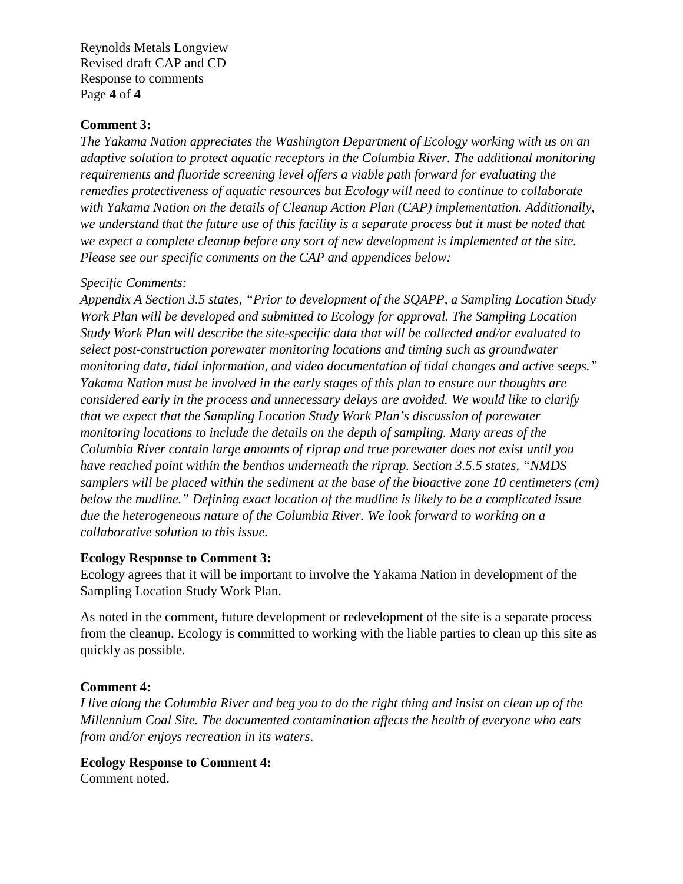**Comment 3:**

*The Yakama Nation appreciates the Washington Department of Ecology working with us on an adaptive solution to protect aquatic receptors in the Columbia River. The additional monitoring requirements and fluoride screening level offers a viable path forward for evaluating the remedies protectiveness of aquatic resources but Ecology will need to continue to collaborate with Yakama Nation on the details of Cleanup Action Plan (CAP) implementation. Additionally, we understand that the future use of this facility is a separate process but it must be noted that we expect a complete cleanup before any sort of new development is implemented at the site. Please see our specific comments on the CAP and appendices below:*

*Specific Comments:*

*Appendix A Section 3.5 states, "Prior to development of the SQAPP, a Sampling Location Study Work Plan will be developed and submitted to Ecology for approval. The Sampling Location Study Work Plan will describe the site-specific data that will be collected and/or evaluated to select post-construction porewater monitoring locations and timing such as groundwater monitoring data, tidal information, and video documentation of tidal changes and active seeps." Yakama Nation must be involved in the early stages of this plan to ensure our thoughts are considered early in the process and unnecessary delays are avoided. We would like to clarify that we expect that the Sampling Location Study Work Plan's discussion of porewater monitoring locations to include the details on the depth of sampling. Many areas of the Columbia River contain large amounts of riprap and true porewater does not exist until you have reached point within the benthos underneath the riprap. Section 3.5.5 states, "NMDS samplers will be placed within the sediment at the base of the bioactive zone 10 centimeters (cm) below the mudline." Defining exact location of the mudline is likely to be a complicated issue due the heterogeneous nature of the Columbia River. We look forward to working on a collaborative solution to this issue.*

**Ecology Response to Comment 3:**

Ecology agrees that it will be important to involve the Yakama Nation in development of the Sampling Location Study Work Plan.

As noted in the comment, future development or redevelopment of the site is a separate process from the cleanup. Ecology is committed to working with the liable parties to clean up this site as quickly as possible.

**Comment 4:**

*I live along the Columbia River and beg you to do the right thing and insist on clean up of the Millennium Coal Site. The documented contamination affects the health of everyone who eats from and/or enjoys recreation in its waters.*

**Ecology Response to Comment 4:**

Comment noted.